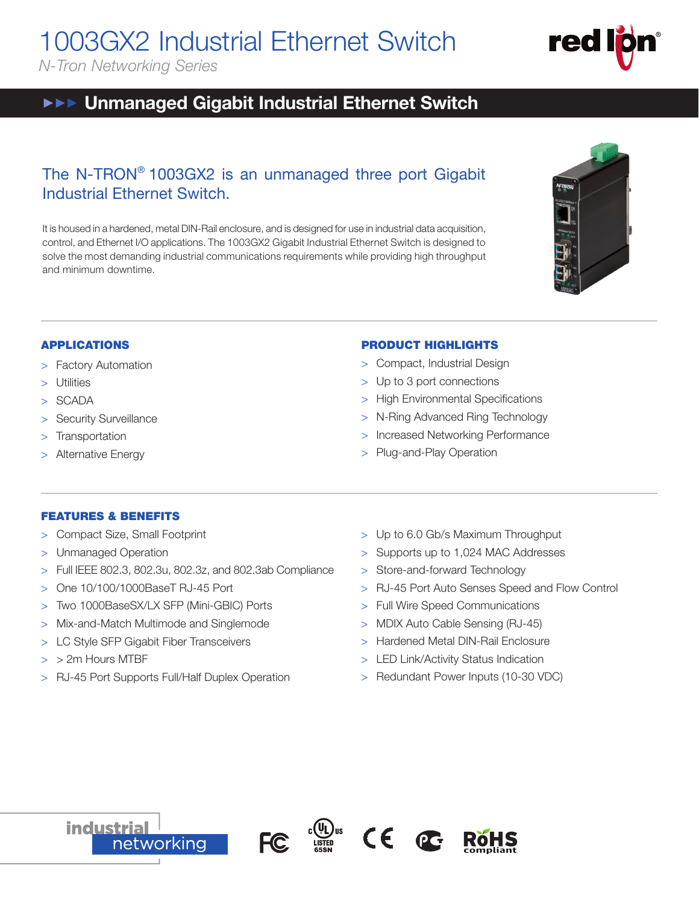# 1003GX2 Industrial Ethernet Switch

*N-Tron Networking Series*

## Unmanaged Gigabit Industrial Ethernet Switch

### The N-TRON® 1003GX2 is an unmanaged three port Gigabit Industrial Ethernet Switch.

It is housed in a hardened, metal DIN-Rail enclosure, and is designed for use in industrial data acquisition, control, and Ethernet I/O applications. The 1003GX2 Gigabit Industrial Ethernet Switch is designed to solve the most demanding industrial communications requirements while providing high throughput and minimum downtime.

### APPLICATIONS

- Factory Automation
- Utilities
- SCADA
- Security Surveillance
- Transportation
- Alternative Energy

### PRODUCT HIGHLIGHTS

- Compact, Industrial Design
- Up to 3 port connections
- High Environmental Specifications
- N-Ring Advanced Ring Technology
- Increased Networking Performance
- Plug-and-Play Operation

### FEATURES & BENEFITS

- Compact Size, Small Footprint
- Unmanaged Operation
- Full IEEE 802.3, 802.3u, 802.3z, and 802.3ab Compliance
- One 10/100/1000BaseT RJ-45 Port
- Two 1000BaseSX/LX SFP (Mini-GBIC) Ports
- Mix-and-Match Multimode and Singlemode
- LC Style SFP Gigabit Fiber Transceivers
- > 2m Hours MTBF
- RJ-45 Port Supports Full/Half Duplex Operation
- Up to 6.0 Gb/s Maximum Throughput
- Supports up to 1,024 MAC Addresses
- Store-and-forward Technology
- RJ-45 Port Auto Senses Speed and Flow Control
- Full Wire Speed Communications
- MDIX Auto Cable Sensing (RJ-45)
- Hardened Metal DIN-Rail Enclosure
- LED Link/Activity Status Indication
- Redundant Power Inputs (10-30 VDC)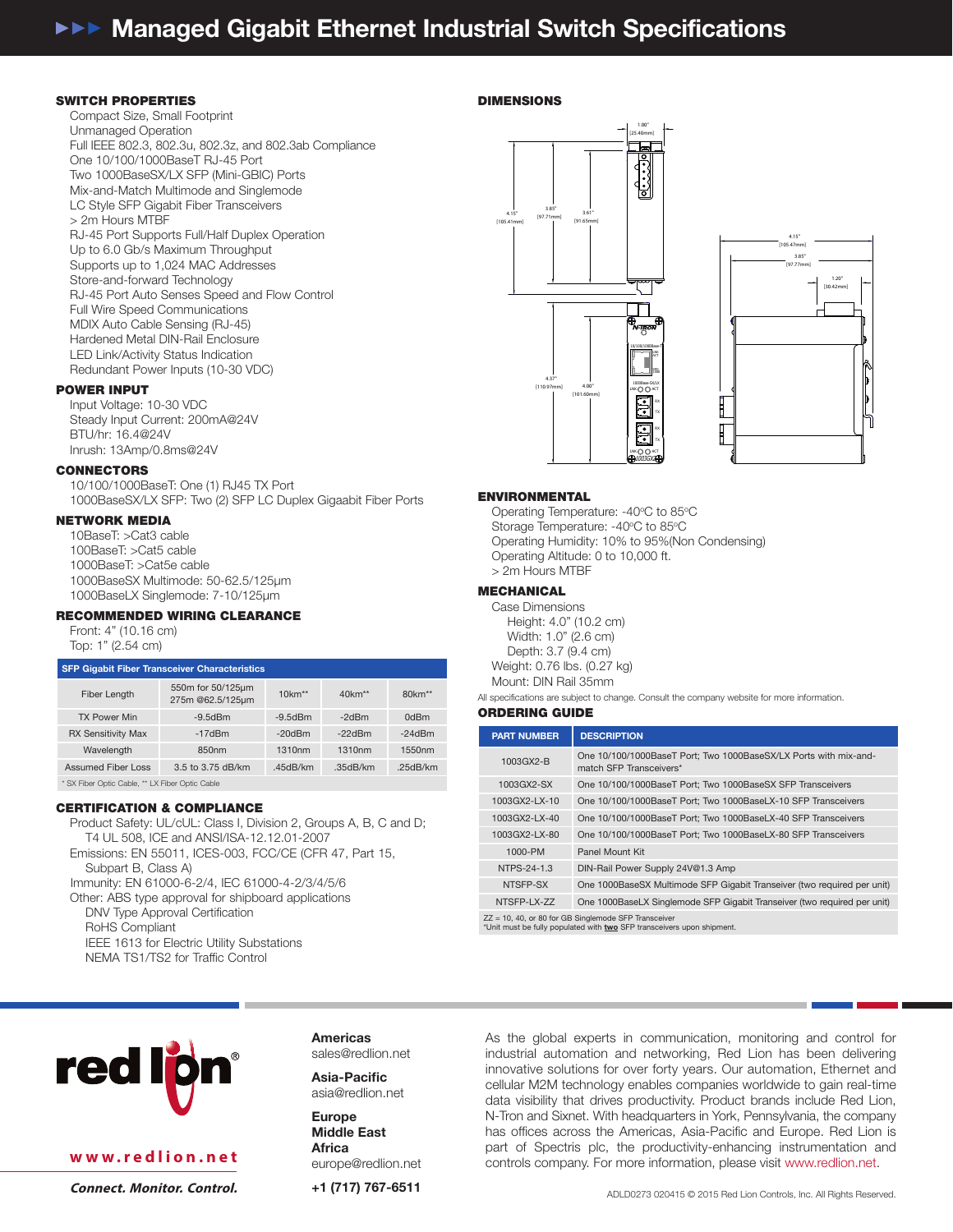# Managed Gigabit Ethernet Industrial Switch Specifications

## SWITCH PROPERTIES

Compact Size, Small Footprint
Unmanaged Operation
Full IEEE 802.3, 802.3u, 802.3z, and 802.3ab Compliance
One 10/100/1000BaseT RJ-45 Port
Two 1000BaseSX/LX SFP (Mini-GBIC) Ports
Mix-and-Match Multimode and Singlemode
LC Style SFP Gigabit Fiber Transceivers
> 2m Hours MTBF
RJ-45 Port Supports Full/Half Duplex Operation
Up to 6.0 Gb/s Maximum Throughput
Supports up to 1,024 MAC Addresses
Store-and-forward Technology
RJ-45 Port Auto Senses Speed and Flow Control
Full Wire Speed Communications
MDIX Auto Cable Sensing (RJ-45)
Hardened Metal DIN-Rail Enclosure
LED Link/Activity Status Indication
Redundant Power Inputs (10-30 VDC)

## POWER INPUT

Input Voltage: 10-30 VDC
Steady Input Current: 200mA@24V
BTU/hr: 16.4@24V
Inrush: 13Amp/0.8ms@24V

## CONNECTORS

10/100/1000BaseT: One (1) RJ45 TX Port
1000BaseSX/LX SFP: Two (2) SFP LC Duplex Gigaabit Fiber Ports

## NETWORK MEDIA

10BaseT: >Cat3 cable
100BaseT: >Cat5 cable
1000BaseT: >Cat5e cable
1000BaseSX Multimode: 50-62.5/125µm
1000BaseLX Singlemode: 7-10/125µm

## RECOMMENDED WIRING CLEARANCE

Front: 4" (10.16 cm)
Top: 1" (2.54 cm)

**SFP Gigabit Fiber Transceiver Characteristics**

| Fiber Length | 550m for 50/125µm 275m @62.5/125µm | 10km** | 40km** | 80km** |
|---|---|---|---|---|
| TX Power Min | -9.5dBm | -9.5dBm | -2dBm | 0dBm |
| RX Sensitivity Max | -17dBm | -20dBm | -22dBm | -24dBm |
| Wavelength | 850nm | 1310nm | 1310nm | 1550nm |
| Assumed Fiber Loss | 3.5 to 3.75 dB/km | .45dB/km | .35dB/km | .25dB/km |

* SX Fiber Optic Cable, ** LX Fiber Optic Cable

## CERTIFICATION & COMPLIANCE

Product Safety: UL/cUL: Class I, Division 2, Groups A, B, C and D; T4 UL 508, ICE and ANSI/ISA-12.12.01-2007
Emissions: EN 55011, ICES-003, FCC/CE (CFR 47, Part 15, Subpart B, Class A)
Immunity: EN 61000-6-2/4, IEC 61000-4-2/3/4/5/6
Other: ABS type approval for shipboard applications
- DNV Type Approval Certification
- RoHS Compliant
- IEEE 1613 for Electric Utility Substations
- NEMA TS1/TS2 for Traffic Control

## DIMENSIONS

1.00" [25.40mm]
4.15" [105.41mm]
3.85" [97.71mm]
3.61" [91.65mm]
4.37" [110.97mm]
4.00" [101.60mm]
4.15" [105.47mm]
3.85" [97.77mm]
1.20" [30.42mm]

## ENVIRONMENTAL

Operating Temperature: -40°C to 85°C
Storage Temperature: -40°C to 85°C
Operating Humidity: 10% to 95%(Non Condensing)
Operating Altitude: 0 to 10,000 ft.
> 2m Hours MTBF

## MECHANICAL

Case Dimensions
- Height: 4.0" (10.2 cm)
- Width: 1.0" (2.6 cm)
- Depth: 3.7 (9.4 cm)

Weight: 0.76 lbs. (0.27 kg)
Mount: DIN Rail 35mm

All specifications are subject to change. Consult the company website for more information.

## ORDERING GUIDE

| PART NUMBER | DESCRIPTION |
|---|---|
| 1003GX2-B | One 10/100/1000BaseT Port; Two 1000BaseSX/LX Ports with mix-and-match SFP Transceivers* |
| 1003GX2-SX | One 10/100/1000BaseT Port; Two 1000BaseSX SFP Transceivers |
| 1003GX2-LX-10 | One 10/100/1000BaseT Port; Two 1000BaseLX-10 SFP Transceivers |
| 1003GX2-LX-40 | One 10/100/1000BaseT Port; Two 1000BaseLX-40 SFP Transceivers |
| 1003GX2-LX-80 | One 10/100/1000BaseT Port; Two 1000BaseLX-80 SFP Transceivers |
| 1000-PM | Panel Mount Kit |
| NTPS-24-1.3 | DIN-Rail Power Supply 24V@1.3 Amp |
| NTSFP-SX | One 1000BaseSX Multimode SFP Gigabit Transeiver (two required per unit) |
| NTSFP-LX-ZZ | One 1000BaseLX Singlemode SFP Gigabit Transeiver (two required per unit) |

ZZ = 10, 40, or 80 for GB Singlemode SFP Transceiver
*Unit must be fully populated with **two** SFP transceivers upon shipment.

www.redlion.net

Connect. Monitor. Control.

**Americas**
sales@redlion.net

**Asia-Pacific**
asia@redlion.net

**Europe**
**Middle East**
**Africa**
europe@redlion.net

**+1 (717) 767-6511**

As the global experts in communication, monitoring and control for industrial automation and networking, Red Lion has been delivering innovative solutions for over forty years. Our automation, Ethernet and cellular M2M technology enables companies worldwide to gain real-time data visibility that drives productivity. Product brands include Red Lion, N-Tron and Sixnet. With headquarters in York, Pennsylvania, the company has offices across the Americas, Asia-Pacific and Europe. Red Lion is part of Spectris plc, the productivity-enhancing instrumentation and controls company. For more information, please visit www.redlion.net.

ADLD0273 020415 © 2015 Red Lion Controls, Inc. All Rights Reserved.